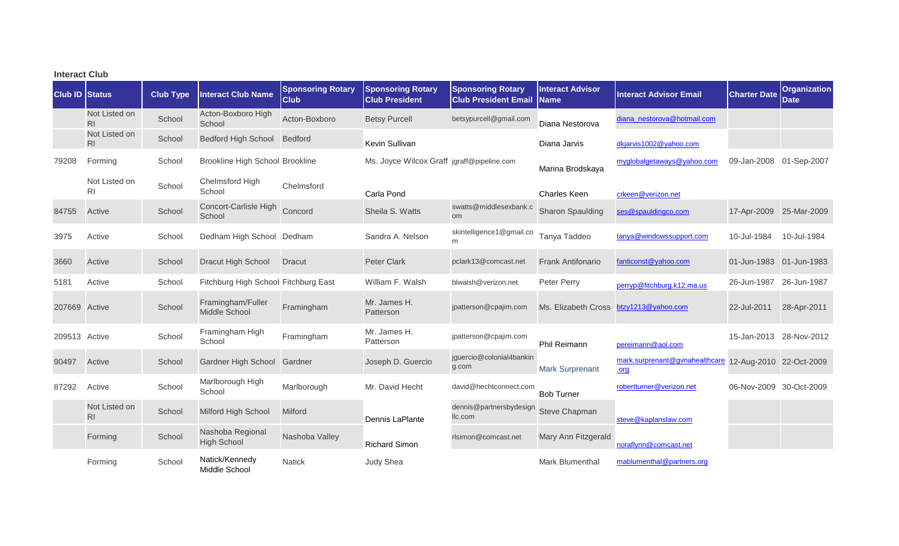**Interact Club**

| Club ID | Status | Club Type | Interact Club Name | Sponsoring Rotary Club | Sponsoring Rotary Club President | Sponsoring Rotary Club President Email | Interact Advisor Name | Interact Advisor Email | Charter Date | Organization Date |
|---|---|---|---|---|---|---|---|---|---|---|
| | Not Listed on RI | School | Acton-Boxboro High School | Acton-Boxboro | Betsy Purcell | betsypurcell@gmail.com | Diana Nestorova | diana_nestorova@hotmail.com | | |
| | Not Listed on RI | School | Bedford High School | Bedford | Kevin Sullivan | | Diana Jarvis | dkjarvis1002@yahoo.com | | |
| 79208 | Forming | School | Brookline High School | Brookline | Ms. Joyce Wilcox Graff | jgraff@pipeline.com | Marina Brodskaya | myglobalgetaways@yahoo.com | 09-Jan-2008 | 01-Sep-2007 |
| | Not Listed on RI | School | Chelmsford High School | Chelmsford | Carla Pond | | Charles Keen | crkeen@verizon.net | | |
| 84755 | Active | School | Concort-Carlisle High School | Concord | Sheila S. Watts | swatts@middlesexbank.com | Sharon Spaulding | ses@spauldingco.com | 17-Apr-2009 | 25-Mar-2009 |
| 3975 | Active | School | Dedham High School | Dedham | Sandra A. Nelson | skintelligence1@gmail.com | Tanya Taddeo | tanya@windowssupport.com | 10-Jul-1984 | 10-Jul-1984 |
| 3660 | Active | School | Dracut High School | Dracut | Peter Clark | pclark13@comcast.net | Frank Antifonario | fanticonst@yahoo.com | 01-Jun-1983 | 01-Jun-1983 |
| 5181 | Active | School | Fitchburg High School | Fitchburg East | William F. Walsh | blwalsh@verizon.net | Peter Perry | perryp@fitchburg.k12.ma.us | 26-Jun-1987 | 26-Jun-1987 |
| 207669 | Active | School | Framingham/Fuller Middle School | Framingham | Mr. James H. Patterson | jpatterson@cpajim.com | Ms. Elizabeth Cross | btzy1213@yahoo.com | 22-Jul-2011 | 28-Apr-2011 |
| 209513 | Active | School | Framingham High School | Framingham | Mr. James H. Patterson | jpatterson@cpajim.com | Phil Reimann | pereimann@aol.com | 15-Jan-2013 | 28-Nov-2012 |
| 90497 | Active | School | Gardner High School | Gardner | Joseph D. Guercio | jguercio@colonial4banking.com | Mark Surprenant | mark.surprenant@gvnahealthcare.org | 12-Aug-2010 | 22-Oct-2009 |
| 87292 | Active | School | Marlborough High School | Marlborough | Mr. David Hecht | david@hechtconnect.com | Bob Turner | robertturner@verizon.net | 06-Nov-2009 | 30-Oct-2009 |
| | Not Listed on RI | School | Milford High School | Milford | Dennis LaPlante | dennis@partnersbydesignllc.com | Steve Chapman | steve@kaplanslaw.com | | |
| | Forming | School | Nashoba Regional High School | Nashoba Valley | Richard Simon | rlsimon@comcast.net | Mary Ann Fitzgerald | noraflynn@comcast.net | | |
| | Forming | School | Natick/Kennedy Middle School | Natick | Judy Shea | | Mark Blumenthal | mablumenthal@partners.org | | |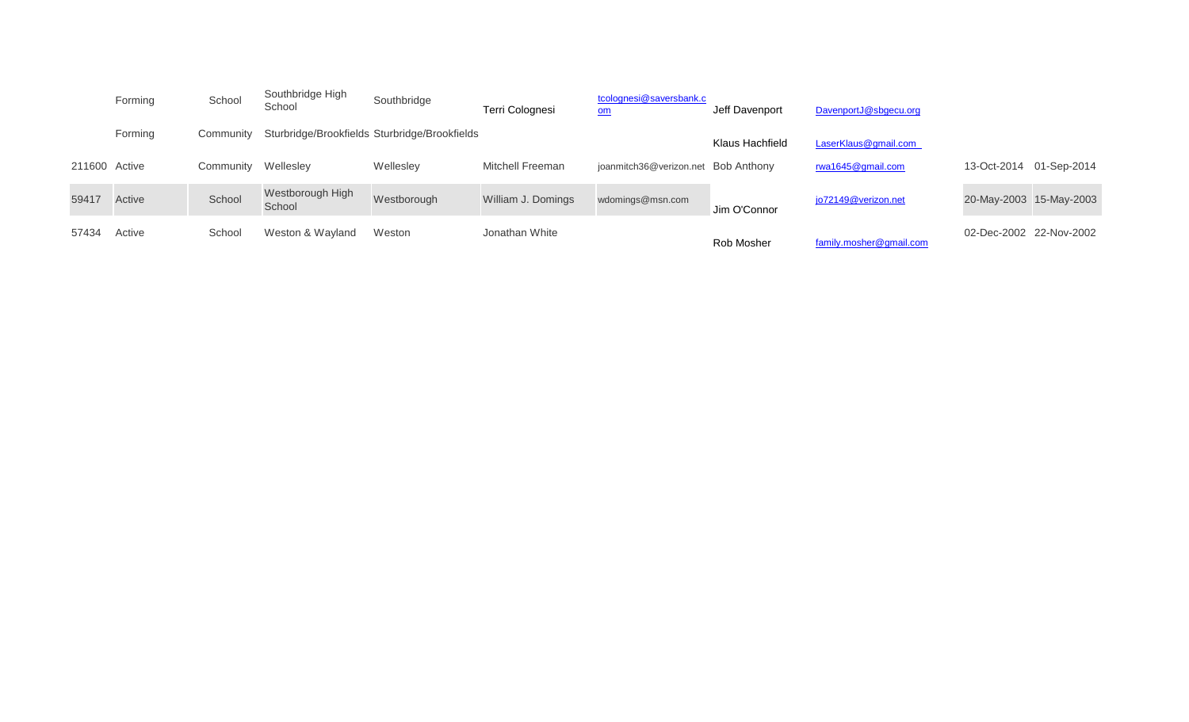| | | | | | | | | | | |
|---|---|---|---|---|---|---|---|---|---|---|
| | Forming | School | Southbridge High School | Southbridge | Terri Colognesi | tcolognesi@saversbank.com | Jeff Davenport | DavenportJ@sbgecu.org | | |
| | Forming | Community | Sturbridge/Brookfields | Sturbridge/Brookfields | | | Klaus Hachfield | LaserKlaus@gmail.com | | |
| 211600 | Active | Community | Wellesley | Wellesley | Mitchell Freeman | joanmitch36@verizon.net | Bob Anthony | rwa1645@gmail.com | 13-Oct-2014 | 01-Sep-2014 |
| 59417 | Active | School | Westborough High School | Westborough | William J. Domings | wdomings@msn.com | Jim O'Connor | jo72149@verizon.net | 20-May-2003 | 15-May-2003 |
| 57434 | Active | School | Weston & Wayland | Weston | Jonathan White | | Rob Mosher | family.mosher@gmail.com | 02-Dec-2002 | 22-Nov-2002 |